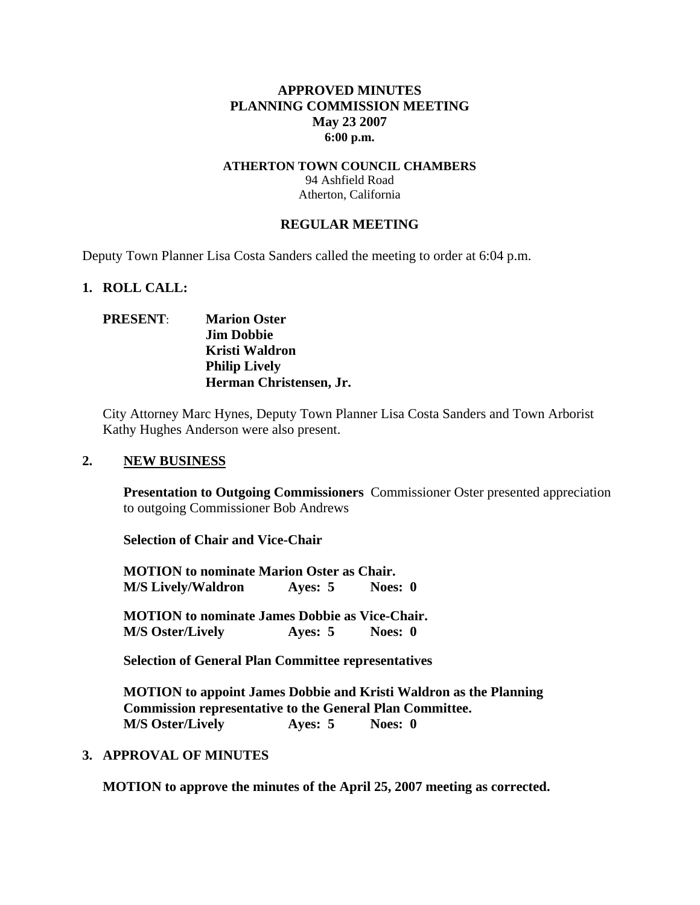**APPROVED MINUTES**
**PLANNING COMMISSION MEETING**
**May 23 2007**
**6:00 p.m.**

**ATHERTON TOWN COUNCIL CHAMBERS**
94 Ashfield Road
Atherton, California

**REGULAR MEETING**

Deputy Town Planner Lisa Costa Sanders called the meeting to order at 6:04 p.m.

**1. ROLL CALL:**

**PRESENT**: **Marion Oster**
**Jim Dobbie**
**Kristi Waldron**
**Philip Lively**
**Herman Christensen, Jr.**

City Attorney Marc Hynes, Deputy Town Planner Lisa Costa Sanders and Town Arborist Kathy Hughes Anderson were also present.

**2. NEW BUSINESS**

**Presentation to Outgoing Commissioners** Commissioner Oster presented appreciation to outgoing Commissioner Bob Andrews

**Selection of Chair and Vice-Chair**

**MOTION to nominate Marion Oster as Chair.**
**M/S Lively/Waldron Ayes: 5 Noes: 0**

**MOTION to nominate James Dobbie as Vice-Chair.**
**M/S Oster/Lively Ayes: 5 Noes: 0**

**Selection of General Plan Committee representatives**

**MOTION to appoint James Dobbie and Kristi Waldron as the Planning Commission representative to the General Plan Committee.**
**M/S Oster/Lively Ayes: 5 Noes: 0**

**3. APPROVAL OF MINUTES**

**MOTION to approve the minutes of the April 25, 2007 meeting as corrected.**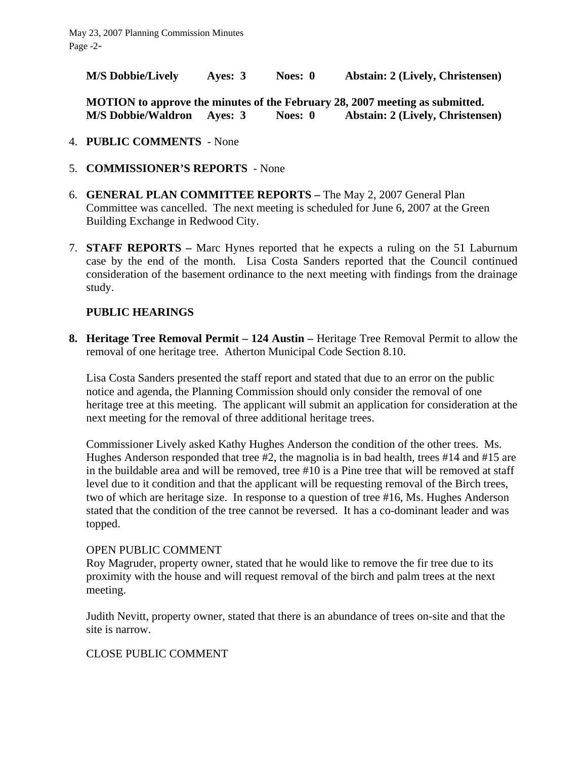**M/S Dobbie/Lively Ayes: 3 Noes: 0 Abstain: 2 (Lively, Christensen)**

**MOTION to approve the minutes of the February 28, 2007 meeting as submitted.**
**M/S Dobbie/Waldron Ayes: 3 Noes: 0 Abstain: 2 (Lively, Christensen)**

4. **PUBLIC COMMENTS** - None

5. **COMMISSIONER'S REPORTS** - None

6. **GENERAL PLAN COMMITTEE REPORTS –** The May 2, 2007 General Plan Committee was cancelled. The next meeting is scheduled for June 6, 2007 at the Green Building Exchange in Redwood City.

7. **STAFF REPORTS –** Marc Hynes reported that he expects a ruling on the 51 Laburnum case by the end of the month. Lisa Costa Sanders reported that the Council continued consideration of the basement ordinance to the next meeting with findings from the drainage study.

**PUBLIC HEARINGS**

**8. Heritage Tree Removal Permit – 124 Austin –** Heritage Tree Removal Permit to allow the removal of one heritage tree. Atherton Municipal Code Section 8.10.

Lisa Costa Sanders presented the staff report and stated that due to an error on the public notice and agenda, the Planning Commission should only consider the removal of one heritage tree at this meeting. The applicant will submit an application for consideration at the next meeting for the removal of three additional heritage trees.

Commissioner Lively asked Kathy Hughes Anderson the condition of the other trees. Ms. Hughes Anderson responded that tree #2, the magnolia is in bad health, trees #14 and #15 are in the buildable area and will be removed, tree #10 is a Pine tree that will be removed at staff level due to it condition and that the applicant will be requesting removal of the Birch trees, two of which are heritage size. In response to a question of tree #16, Ms. Hughes Anderson stated that the condition of the tree cannot be reversed. It has a co-dominant leader and was topped.

OPEN PUBLIC COMMENT
Roy Magruder, property owner, stated that he would like to remove the fir tree due to its proximity with the house and will request removal of the birch and palm trees at the next meeting.

Judith Nevitt, property owner, stated that there is an abundance of trees on-site and that the site is narrow.

CLOSE PUBLIC COMMENT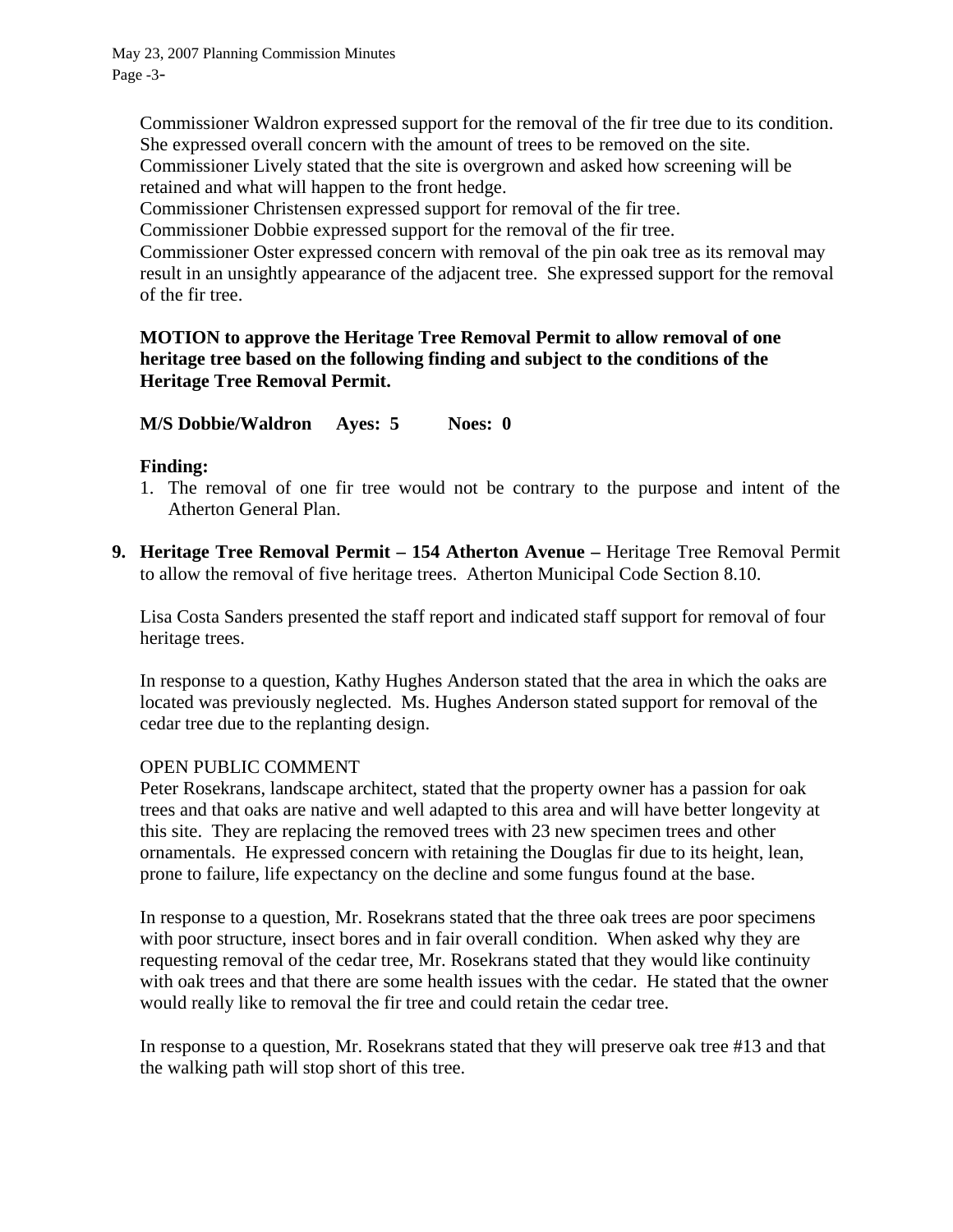Commissioner Waldron expressed support for the removal of the fir tree due to its condition. She expressed overall concern with the amount of trees to be removed on the site.
Commissioner Lively stated that the site is overgrown and asked how screening will be retained and what will happen to the front hedge.
Commissioner Christensen expressed support for removal of the fir tree.
Commissioner Dobbie expressed support for the removal of the fir tree.
Commissioner Oster expressed concern with removal of the pin oak tree as its removal may result in an unsightly appearance of the adjacent tree. She expressed support for the removal of the fir tree.

**MOTION to approve the Heritage Tree Removal Permit to allow removal of one heritage tree based on the following finding and subject to the conditions of the Heritage Tree Removal Permit.**

**M/S Dobbie/Waldron Ayes: 5 Noes: 0**

**Finding:**

1. The removal of one fir tree would not be contrary to the purpose and intent of the Atherton General Plan.

**9. Heritage Tree Removal Permit – 154 Atherton Avenue –** Heritage Tree Removal Permit to allow the removal of five heritage trees. Atherton Municipal Code Section 8.10.

Lisa Costa Sanders presented the staff report and indicated staff support for removal of four heritage trees.

In response to a question, Kathy Hughes Anderson stated that the area in which the oaks are located was previously neglected. Ms. Hughes Anderson stated support for removal of the cedar tree due to the replanting design.

OPEN PUBLIC COMMENT
Peter Rosekrans, landscape architect, stated that the property owner has a passion for oak trees and that oaks are native and well adapted to this area and will have better longevity at this site. They are replacing the removed trees with 23 new specimen trees and other ornamentals. He expressed concern with retaining the Douglas fir due to its height, lean, prone to failure, life expectancy on the decline and some fungus found at the base.

In response to a question, Mr. Rosekrans stated that the three oak trees are poor specimens with poor structure, insect bores and in fair overall condition. When asked why they are requesting removal of the cedar tree, Mr. Rosekrans stated that they would like continuity with oak trees and that there are some health issues with the cedar. He stated that the owner would really like to removal the fir tree and could retain the cedar tree.

In response to a question, Mr. Rosekrans stated that they will preserve oak tree #13 and that the walking path will stop short of this tree.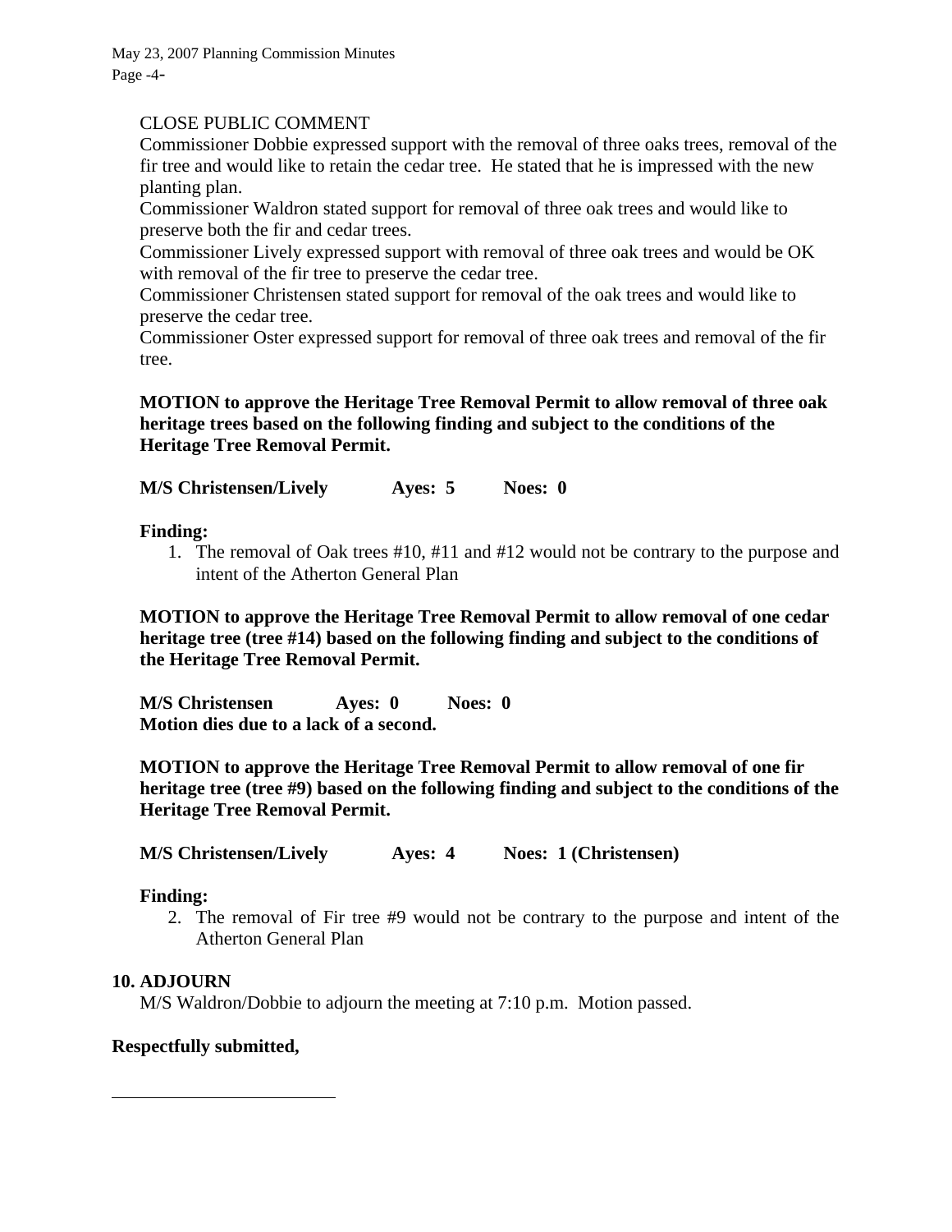CLOSE PUBLIC COMMENT

Commissioner Dobbie expressed support with the removal of three oaks trees, removal of the fir tree and would like to retain the cedar tree. He stated that he is impressed with the new planting plan.

Commissioner Waldron stated support for removal of three oak trees and would like to preserve both the fir and cedar trees.

Commissioner Lively expressed support with removal of three oak trees and would be OK with removal of the fir tree to preserve the cedar tree.

Commissioner Christensen stated support for removal of the oak trees and would like to preserve the cedar tree.

Commissioner Oster expressed support for removal of three oak trees and removal of the fir tree.

**MOTION to approve the Heritage Tree Removal Permit to allow removal of three oak heritage trees based on the following finding and subject to the conditions of the Heritage Tree Removal Permit.**

**M/S Christensen/Lively Ayes: 5 Noes: 0**

**Finding:**

1. The removal of Oak trees #10, #11 and #12 would not be contrary to the purpose and intent of the Atherton General Plan

**MOTION to approve the Heritage Tree Removal Permit to allow removal of one cedar heritage tree (tree #14) based on the following finding and subject to the conditions of the Heritage Tree Removal Permit.**

**M/S Christensen Ayes: 0 Noes: 0**
**Motion dies due to a lack of a second.**

**MOTION to approve the Heritage Tree Removal Permit to allow removal of one fir heritage tree (tree #9) based on the following finding and subject to the conditions of the Heritage Tree Removal Permit.**

**M/S Christensen/Lively Ayes: 4 Noes: 1 (Christensen)**

**Finding:**

2. The removal of Fir tree #9 would not be contrary to the purpose and intent of the Atherton General Plan

## 10. ADJOURN

M/S Waldron/Dobbie to adjourn the meeting at 7:10 p.m. Motion passed.

**Respectfully submitted,**

\_\_\_\_\_\_\_\_\_\_\_\_\_\_\_\_\_\_\_\_\_\_\_\_\_\_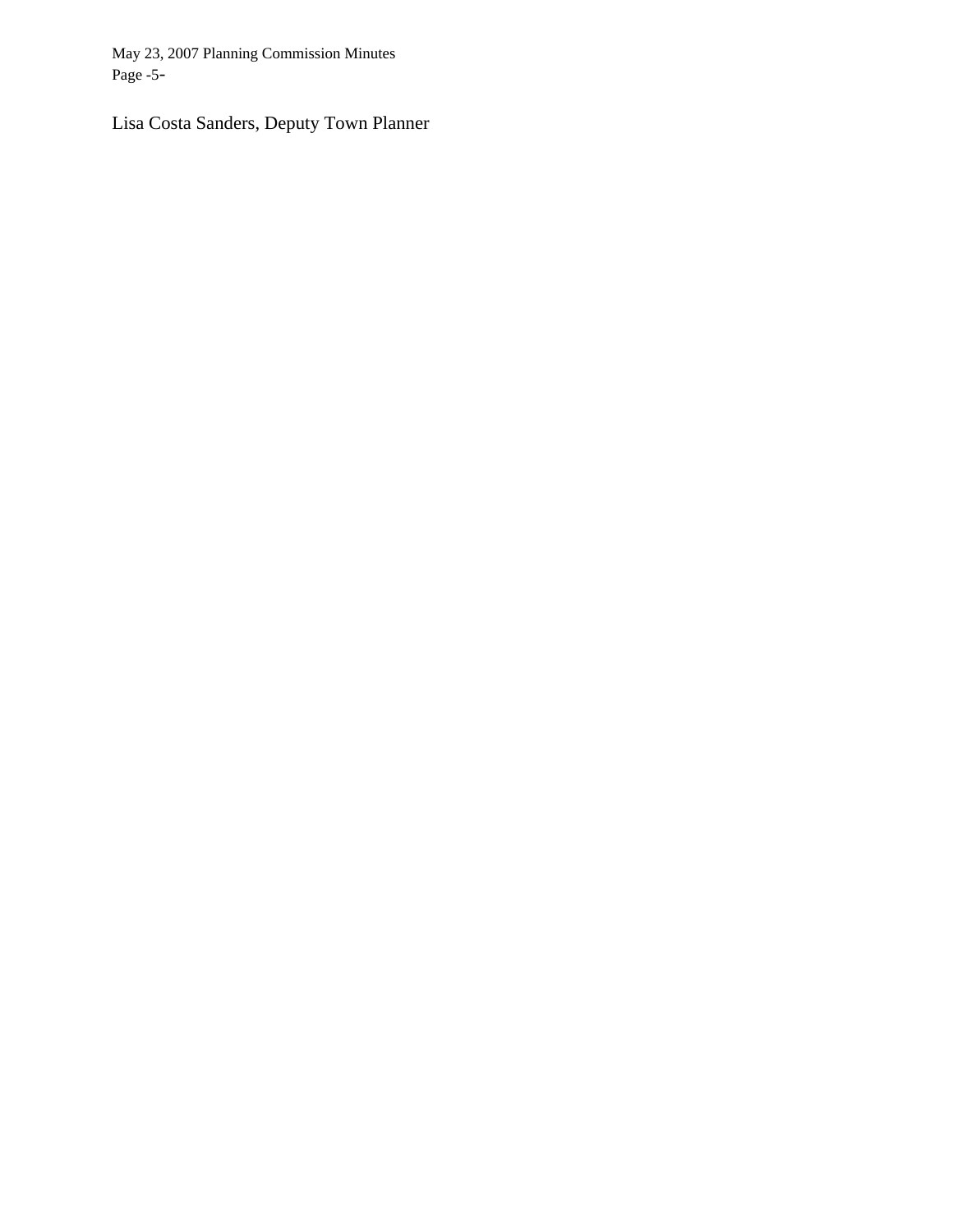Lisa Costa Sanders, Deputy Town Planner